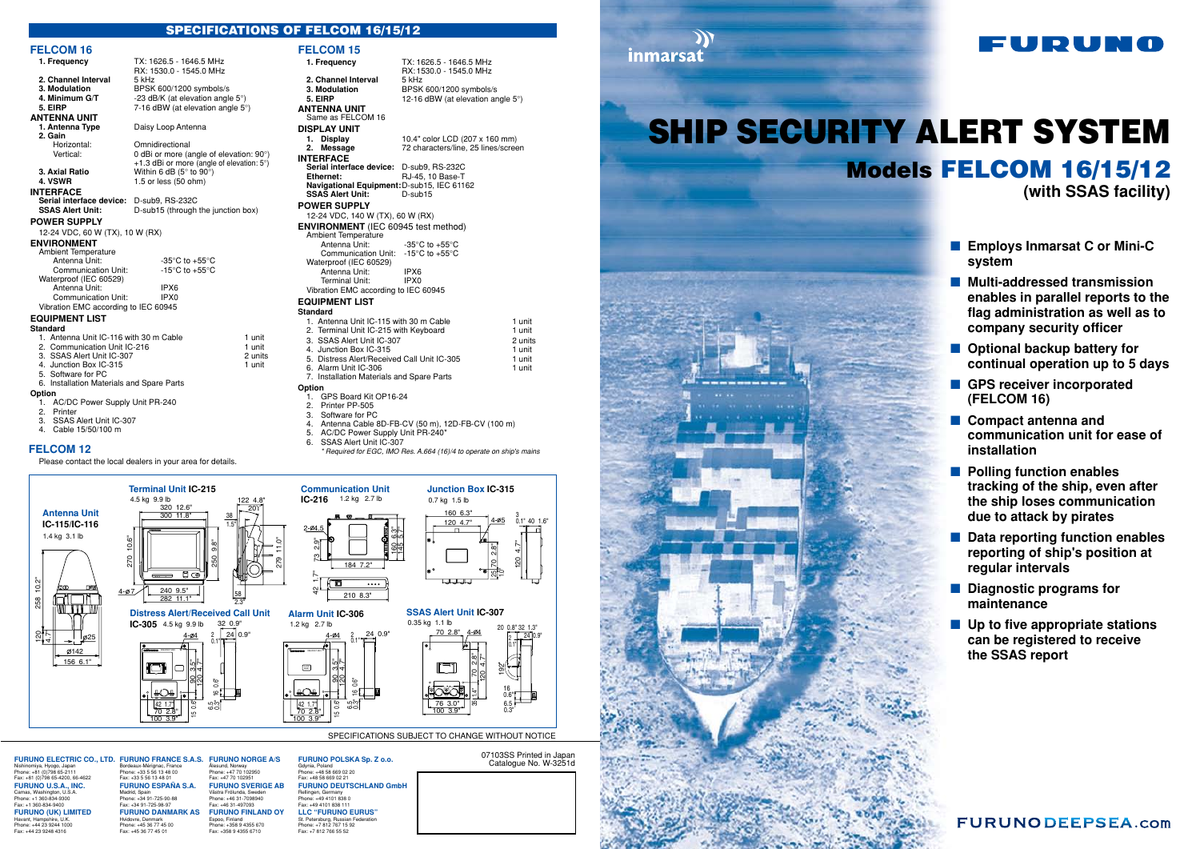# SHIP SECURITY ALERT SYSTEM

## Models FELCOM 16/15/12

**(with SSAS facility)**

- Employs Inmarsat C or Mini-C system
- Multi-addressed transmission enables in parallel reports to the flag administration as well as to company security officer
- Optional backup battery for continual operation up to 5 days
- GPS receiver incorporated (FELCOM 16)
- Compact antenna and communication unit for ease of installation
- Polling function enables tracking of the ship, even after the ship loses communication due to attack by pirates
- Data reporting function enables reporting of ship's position at regular intervals
- Diagnostic programs for maintenance
- Up to five appropriate stations can be registered to receive the SSAS report

## SPECIFICATIONS OF FELCOM 16/15/12

### FELCOM 16

| | |
|---|---|
| **1. Frequency** | TX: 1626.5 - 1646.5 MHz<br>RX: 1530.0 - 1545.0 MHz |
| **2. Channel Interval** | 5 kHz |
| **3. Modulation** | BPSK 600/1200 symbols/s |
| **4. Minimum G/T** | -23 dB/K (at elevation angle 5°) |
| **5. EIRP** | 7-16 dBW (at elevation angle 5°) |

**ANTENNA UNIT**

| | |
|---|---|
| **1. Antenna Type** | Daisy Loop Antenna |
| **2. Gain** | |
| Horizontal: | Omnidirectional |
| Vertical: | 0 dBi or more (angle of elevation: 90°)<br>+1.3 dBi or more (angle of elevation: 5°) |
| **3. Axial Ratio** | Within 6 dB (5° to 90°) |
| **4. VSWR** | 1.5 or less (50 ohm) |

**INTERFACE**

| | |
|---|---|
| **Serial interface device:** | D-sub9, RS-232C |
| **SSAS Alert Unit:** | D-sub15 (through the junction box) |

**POWER SUPPLY**

12-24 VDC, 60 W (TX), 10 W (RX)

**ENVIRONMENT**

Ambient Temperature

| | |
|---|---|
| Antenna Unit: | -35°C to +55°C |
| Communication Unit: | -15°C to +55°C |

Waterproof (IEC 60529)

| | |
|---|---|
| Antenna Unit: | IPX6 |
| Communication Unit: | IPX0 |

Vibration EMC according to IEC 60945

**EQUIPMENT LIST**

**Standard**

| | |
|---|---|
| 1. Antenna Unit IC-116 with 30 m Cable | 1 unit |
| 2. Communication Unit IC-216 | 1 unit |
| 3. SSAS Alert Unit IC-307 | 2 units |
| 4. Junction Box IC-315 | 1 unit |
| 5. Software for PC | |
| 6. Installation Materials and Spare Parts | |

**Option**

1. AC/DC Power Supply Unit PR-240
2. Printer
3. SSAS Alert Unit IC-307
4. Cable 15/50/100 m

### FELCOM 12

Please contact the local dealers in your area for details.

### FELCOM 15

| | |
|---|---|
| **1. Frequency** | TX: 1626.5 - 1646.5 MHz<br>RX:1530.0 - 1545.0 MHz |
| **2. Channel Interval** | 5 kHz |
| **3. Modulation** | BPSK 600/1200 symbols/s |
| **5. EIRP** | 12-16 dBW (at elevation angle 5°) |

**ANTENNA UNIT**

Same as FELCOM 16

**DISPLAY UNIT**

| | |
|---|---|
| **1. Display** | 10.4" color LCD (207 x 160 mm) |
| **2. Message** | 72 characters/line, 25 lines/screen |

**INTERFACE**

| | |
|---|---|
| **Serial interface device:** | D-sub9, RS-232C |
| **Ethernet:** | RJ-45, 10 Base-T |
| **Navigational Equipment:** | D-sub15, IEC 61162 |
| **SSAS Alert Unit:** | D-sub15 |

**POWER SUPPLY**

12-24 VDC, 140 W (TX), 60 W (RX)

**ENVIRONMENT** (IEC 60945 test method)

Ambient Temperature

| | |
|---|---|
| Antenna Unit: | -35°C to +55°C |
| Communication Unit: | -15°C to +55°C |

Waterproof (IEC 60529)

| | |
|---|---|
| Antenna Unit: | IPX6 |
| Terminal Unit: | IPX0 |

Vibration EMC according to IEC 60945

**EQUIPMENT LIST**

**Standard**

| | |
|---|---|
| 1. Antenna Unit IC-115 with 30 m Cable | 1 unit |
| 2. Terminal Unit IC-215 with Keyboard | 1 unit |
| 3. SSAS Alert Unit IC-307 | 2 units |
| 4. Junction Box IC-315 | 1 unit |
| 5. Distress Alert/Received Call Unit IC-305 | 1 unit |
| 6. Alarm Unit IC-306 | 1 unit |
| 7. Installation Materials and Spare Parts | |

**Option**

1. GPS Board Kit OP16-24
2. Printer PP-505
3. Software for PC
4. Antenna Cable 8D-FB-CV (50 m), 12D-FB-CV (100 m)
5. AC/DC Power Supply Unit PR-240*
6. SSAS Alert Unit IC-307

*\* Required for EGC, IMO Res. A.664 (16)/4 to operate on ship's mains*

**Antenna Unit IC-115/IC-116** 1.4 kg 3.1 lb

**Terminal Unit IC-215** 4.5 kg 9.9 lb

**Communication Unit IC-216** 1.2 kg 2.7 lb

**Junction Box IC-315** 0.7 kg 1.5 lb

**Distress Alert/Received Call Unit IC-305** 4.5 kg 9.9 lb

**Alarm Unit IC-306** 1.2 kg 2.7 lb

**SSAS Alert Unit IC-307** 0.35 kg 1.1 lb

SPECIFICATIONS SUBJECT TO CHANGE WITHOUT NOTICE

**FURUNO ELECTRIC CO., LTD.** Nishinomiya, Hyogo, Japan Phone: +81 (0)798 65-2111 Fax: +81 (0)798 65-4200, 66-4622

**FURUNO U.S.A., INC.** Camas, Washington, U.S.A. Phone: +1 360-834-9300 Fax: +1 360-834-9400

**FURUNO (UK) LIMITED** Havant, Hampshire, U.K. Phone: +44 23 9244 1000 Fax: +44 23 9248 4316

**FURUNO FRANCE S.A.S.** Bordeaux-Mérignac, France Phone: +33 5 56 13 48 00 Fax: +33 5 56 13 48 01

**FURUNO ESPAÑA S.A.** Madrid, Spain Phone: +34 91-725-90-88 Fax: +34 91-725-98-97

**FURUNO DANMARK AS** Hvidovre, Denmark Phone: +45 36 77 45 00 Fax: +45 36 77 45 01

**FURUNO NORGE A/S** Ålesund, Norway Phone: +47 70 102950 Fax: +47 70 102951

**FURUNO SVERIGE AB** Västra Frölunda, Sweden Phone: +46 31-7098940 Fax: +46 31-497093

**FURUNO FINLAND OY** Espoo, Finland Phone: +358 9 4355 670 Fax: +358 9 4355 6710

**FURUNO POLSKA Sp. z o.o.** Gdynia, Poland Phone: +48 58 669 02 20 Fax: +48 58 669 02 21

**FURUNO DEUTSCHLAND GmbH** Rellingen, Germany Phone: +49 4101 838 0 Fax: +49 4101 838 111

**LLC "FURUNO EURUS"** St. Petersburg, Russian Federation Phone: +7 812 767 15 92 Fax: +7 812 766 55 92

07103SS Printed in Japan
Catalogue No. W-3251d

FURUNODEEPSEA.com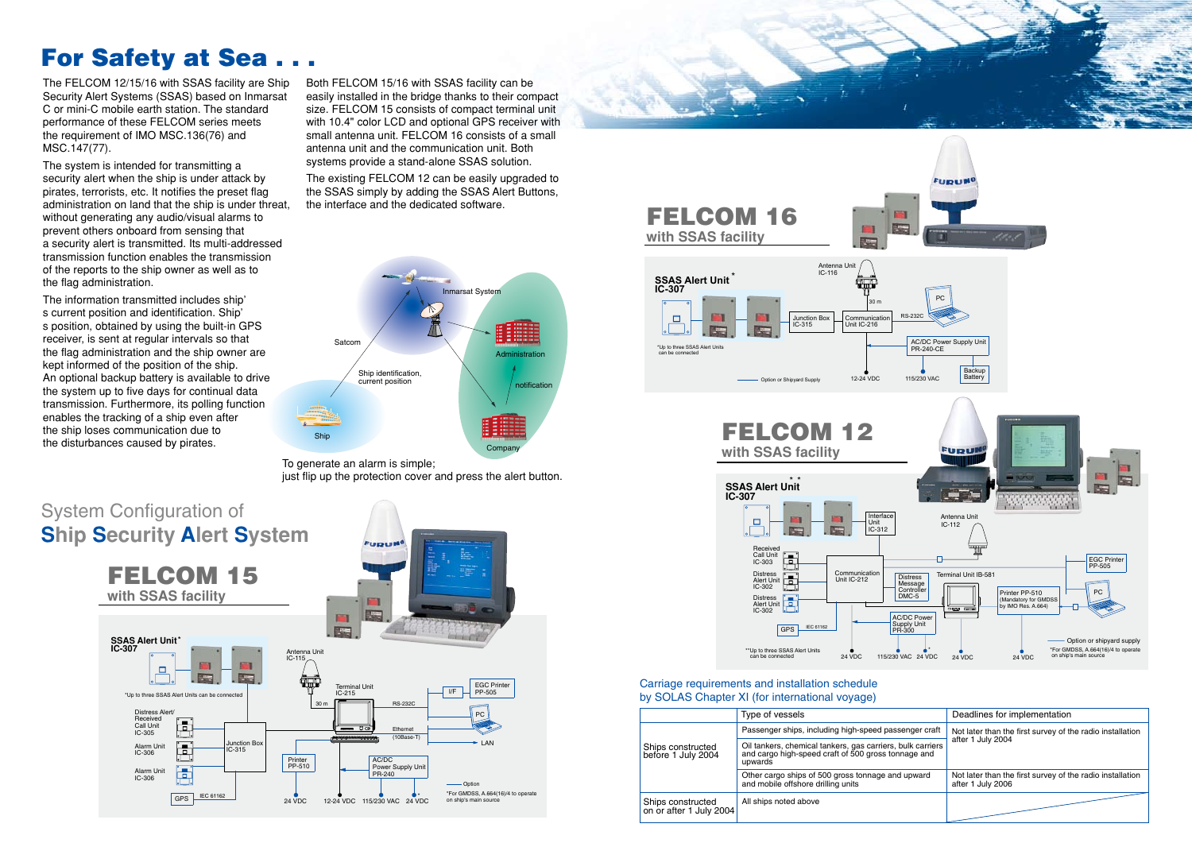# For Safety at Sea . . .

The FELCOM 12/15/16 with SSAS facility are Ship Security Alert Systems (SSAS) based on Inmarsat C or mini-C mobile earth station. The standard performance of these FELCOM series meets the requirement of IMO MSC.136(76) and MSC.147(77).

The system is intended for transmitting a security alert when the ship is under attack by pirates, terrorists, etc. It notifies the preset flag administration on land that the ship is under threat, without generating any audio/visual alarms to prevent others onboard from sensing that a security alert is transmitted. Its multi-addressed transmission function enables the transmission of the reports to the ship owner as well as to the flag administration.

The information transmitted includes ship's current position and identification. Ship's position, obtained by using the built-in GPS receiver, is sent at regular intervals so that the flag administration and the ship owner are kept informed of the position of the ship. An optional backup battery is available to drive the system up to five days for continual data transmission. Furthermore, its polling function enables the tracking of a ship even after the ship loses communication due to the disturbances caused by pirates.

Both FELCOM 15/16 with SSAS facility can be easily installed in the bridge thanks to their compact size. FELCOM 15 consists of compact terminal unit with 10.4" color LCD and optional GPS receiver with small antenna unit. FELCOM 16 consists of a small antenna unit and the communication unit. Both systems provide a stand-alone SSAS solution.

The existing FELCOM 12 can be easily upgraded to the SSAS simply by adding the SSAS Alert Buttons, the interface and the dedicated software.

Inmarsat System
Satcom
Administration
Ship identification, current position
notification
Ship
Company

To generate an alarm is simple; just flip up the protection cover and press the alert button.

## System Configuration of Ship Security Alert System

### FELCOM 15 with SSAS facility

SSAS Alert Unit* IC-307
*Up to three SSAS Alert Units can be connected
Antenna Unit IC-115
30 m
Terminal Unit IC-215
RS-232C
I/F
EGC Printer PP-505
PC
Ethernet (10Base-T)
LAN
Distress Alert/ Received Call Unit IC-305
Alarm Unit IC-306
Alarm Unit IC-306
Junction Box IC-315
Printer PP-510
AC/DC Power Supply Unit PR-240
GPS
IEC 61162
24 VDC
12-24 VDC
115/230 VAC
24 VDC
Option
*For GMDSS, A.664(16)/4 to operate on ship's main source

### FELCOM 16 with SSAS facility

SSAS Alert Unit* IC-307
*Up to three SSAS Alert Units can be connected
Antenna Unit IC-116
30 m
Junction Box IC-315
Communication Unit IC-216
RS-232C
PC
AC/DC Power Supply Unit PR-240-CE
Backup Battery
Option or Shipyard Supply
12-24 VDC
115/230 VAC

### FELCOM 12 with SSAS facility

SSAS Alert Unit** IC-307
Interface Unit IC-312
Antenna Unit IC-112
Received Call Unit IC-303
Distress Alert Unit IC-302
Distress Alert Unit IC-302
Communication Unit IC-212
Distress Message Controller DMC-5
Terminal Unit IB-581
EGC Printer PP-505
Printer PP-510 (Mandatory for GMDSS by IMO Res. A.664)
PC
AC/DC Power Supply Unit PR-300
GPS
IEC 61162
**Up to three SSAS Alert Units can be connected
24 VDC
115/230 VAC
24 VDC
24 VDC
24 VDC
Option or shipyard supply
*For GMDSS, A.664(16)/4 to operate on ship's main source

## Carriage requirements and installation schedule by SOLAS Chapter XI (for international voyage)

| | Type of vessels | Deadlines for implementation |
|---|---|---|
| Ships constructed before 1 July 2004 | Passenger ships, including high-speed passenger craft | Not later than the first survey of the radio installation after 1 July 2004 |
| | Oil tankers, chemical tankers, gas carriers, bulk carriers and cargo high-speed craft of 500 gross tonnage and upwards | |
| | Other cargo ships of 500 gross tonnage and upward and mobile offshore drilling units | Not later than the first survey of the radio installation after 1 July 2006 |
| Ships constructed on or after 1 July 2004 | All ships noted above | |